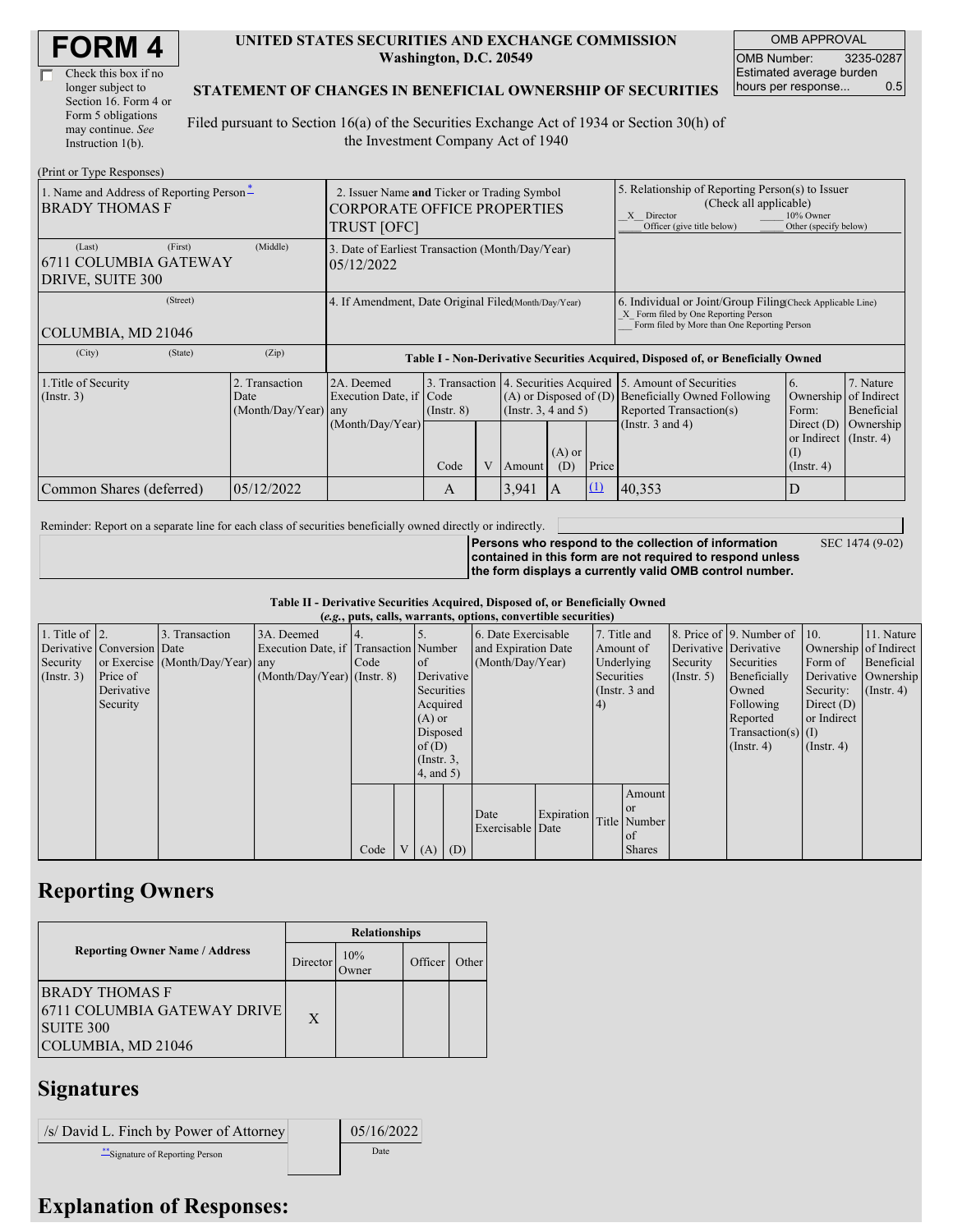# FORM 4

☐ Check this box if no longer subject to Section 16. Form 4 or Form 5 obligations may continue. *See* Instruction 1(b).

**UNITED STATES SECURITIES AND EXCHANGE COMMISSION**
**Washington, D.C. 20549**

**STATEMENT OF CHANGES IN BENEFICIAL OWNERSHIP OF SECURITIES**

Filed pursuant to Section 16(a) of the Securities Exchange Act of 1934 or Section 30(h) of the Investment Company Act of 1940

| OMB APPROVAL | |
|---|---|
| OMB Number: | 3235-0287 |
| Estimated average burden hours per response... | 0.5 |

(Print or Type Responses)

| 1. Name and Address of Reporting Person * | 2. Issuer Name and Ticker or Trading Symbol | 5. Relationship of Reporting Person(s) to Issuer (Check all applicable) |
|---|---|---|
| BRADY THOMAS F | CORPORATE OFFICE PROPERTIES TRUST [OFC] | _X_ Director ___ 10% Owner ___ Officer (give title below) ___ Other (specify below) |
| (Last) (First) (Middle) 6711 COLUMBIA GATEWAY DRIVE, SUITE 300 | 3. Date of Earliest Transaction (Month/Day/Year) 05/12/2022 | |
| (Street) COLUMBIA, MD 21046 | 4. If Amendment, Date Original Filed (Month/Day/Year) | 6. Individual or Joint/Group Filing (Check Applicable Line) _X_ Form filed by One Reporting Person ___ Form filed by More than One Reporting Person |
| (City) (State) (Zip) | | |

**Table I - Non-Derivative Securities Acquired, Disposed of, or Beneficially Owned**

| 1.Title of Security (Instr. 3) | 2. Transaction Date (Month/Day/Year) | 2A. Deemed Execution Date, if any (Month/Day/Year) | 3. Transaction Code (Instr. 8) | | 4. Securities Acquired (A) or Disposed of (D) (Instr. 3, 4 and 5) | | | 5. Amount of Securities Beneficially Owned Following Reported Transaction(s) (Instr. 3 and 4) | 6. Ownership Form: Direct (D) or Indirect (I) (Instr. 4) | 7. Nature of Indirect Beneficial Ownership (Instr. 4) |
|---|---|---|---|---|---|---|---|---|---|---|
| | | | Code | V | Amount | (A) or (D) | Price | | | |
| Common Shares (deferred) | 05/12/2022 | | A | | 3,941 | A | (1) | 40,353 | D | |

Reminder: Report on a separate line for each class of securities beneficially owned directly or indirectly.

**Persons who respond to the collection of information contained in this form are not required to respond unless the form displays a currently valid OMB control number.** SEC 1474 (9-02)

**Table II - Derivative Securities Acquired, Disposed of, or Beneficially Owned**
***(e.g.*, puts, calls, warrants, options, convertible securities)**

| 1. Title of Derivative Security (Instr. 3) | 2. Conversion or Exercise Price of Derivative Security | 3. Transaction Date (Month/Day/Year) | 3A. Deemed Execution Date, if any (Month/Day/Year) | 4. Transaction Code (Instr. 8) | | 5. Number of Derivative Securities Acquired (A) or Disposed of (D) (Instr. 3, 4, and 5) | | 6. Date Exercisable and Expiration Date (Month/Day/Year) | | 7. Title and Amount of Underlying Securities (Instr. 3 and 4) | | 8. Price of Derivative Security (Instr. 5) | 9. Number of Derivative Securities Beneficially Owned Following Reported Transaction(s) (Instr. 4) | 10. Ownership Form of Derivative Security: Direct (D) or Indirect (I) (Instr. 4) | 11. Nature of Indirect Beneficial Ownership (Instr. 4) |
|---|---|---|---|---|---|---|---|---|---|---|---|---|---|---|---|
| | | | | Code | V | (A) | (D) | Date Exercisable | Expiration Date | Title | Amount or Number of Shares | | | | |

## Reporting Owners

| Reporting Owner Name / Address | Relationships | | | |
|---|---|---|---|---|
| | Director | 10% Owner | Officer | Other |
| BRADY THOMAS F 6711 COLUMBIA GATEWAY DRIVE SUITE 300 COLUMBIA, MD 21046 | X | | | |

## Signatures

| /s/ David L. Finch by Power of Attorney | | 05/16/2022 |
|---|---|---|
| **Signature of Reporting Person | | Date |

## Explanation of Responses: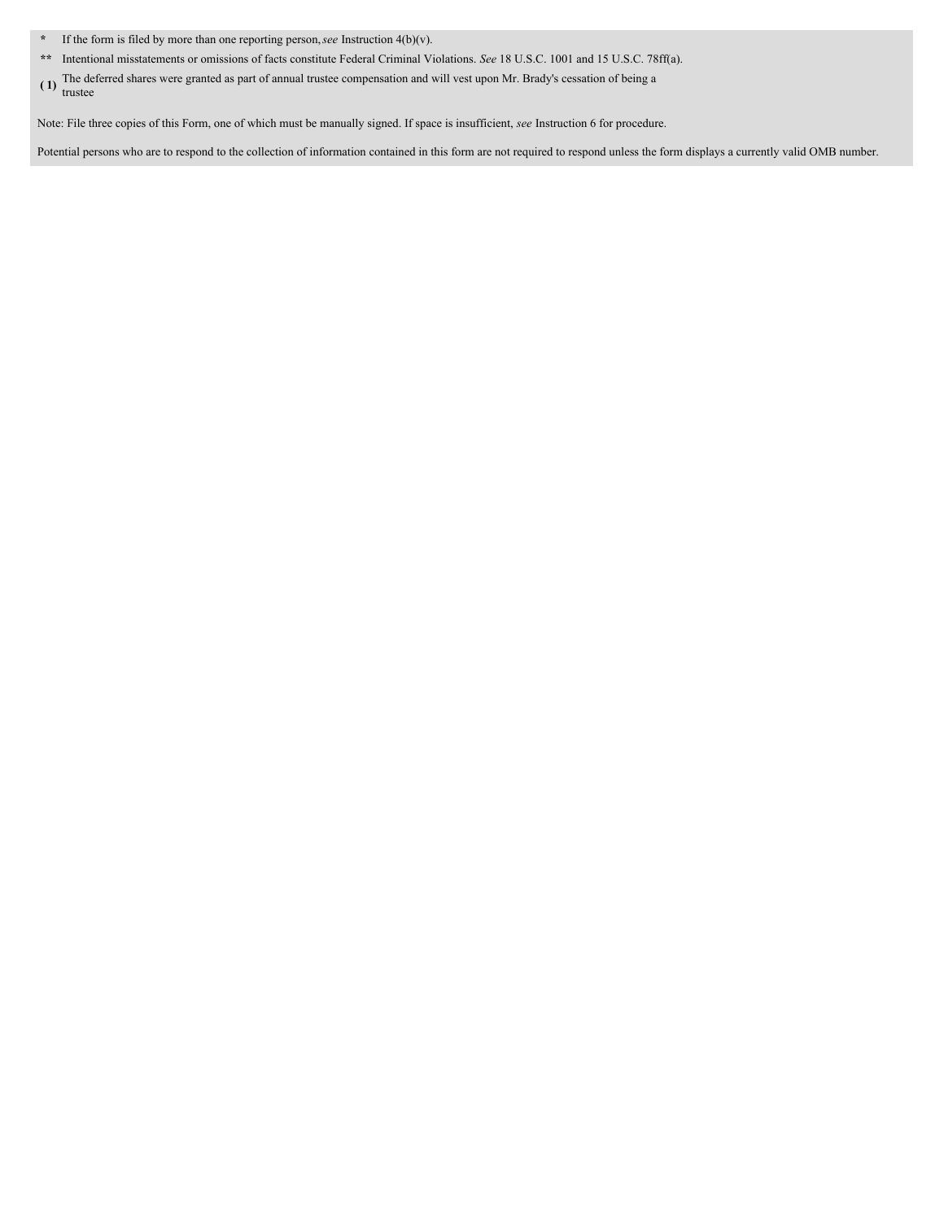\* If the form is filed by more than one reporting person, *see* Instruction 4(b)(v).

\*\* Intentional misstatements or omissions of facts constitute Federal Criminal Violations. *See* 18 U.S.C. 1001 and 15 U.S.C. 78ff(a).

( 1) The deferred shares were granted as part of annual trustee compensation and will vest upon Mr. Brady's cessation of being a trustee

Note: File three copies of this Form, one of which must be manually signed. If space is insufficient, *see* Instruction 6 for procedure.

Potential persons who are to respond to the collection of information contained in this form are not required to respond unless the form displays a currently valid OMB number.